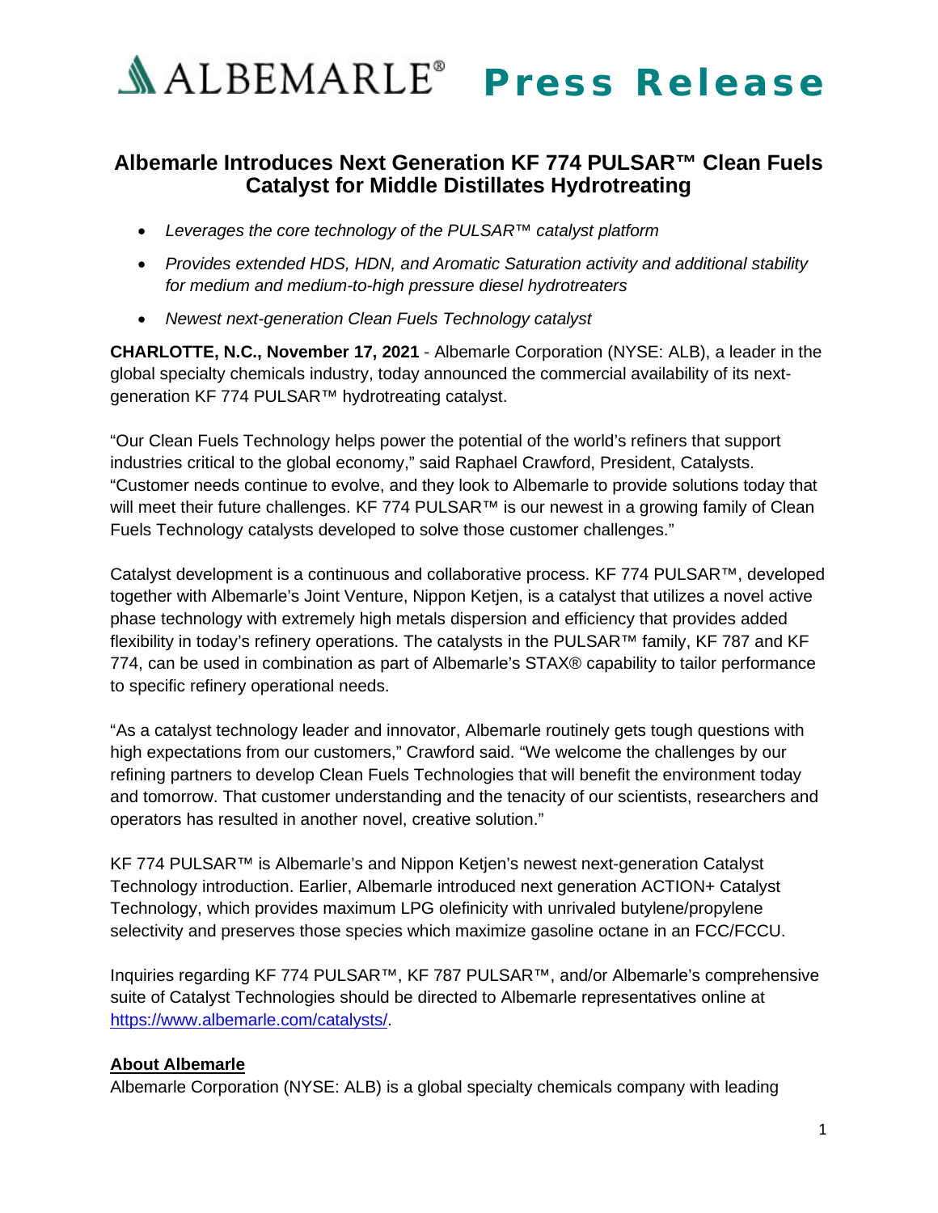ALBEMARLE® **Press Release**

# Albemarle Introduces Next Generation KF 774 PULSAR™ Clean Fuels Catalyst for Middle Distillates Hydrotreating

- *Leverages the core technology of the PULSAR™ catalyst platform*
- *Provides extended HDS, HDN, and Aromatic Saturation activity and additional stability for medium and medium-to-high pressure diesel hydrotreaters*
- *Newest next-generation Clean Fuels Technology catalyst*

**CHARLOTTE, N.C., November 17, 2021** - Albemarle Corporation (NYSE: ALB), a leader in the global specialty chemicals industry, today announced the commercial availability of its next-generation KF 774 PULSAR™ hydrotreating catalyst.

"Our Clean Fuels Technology helps power the potential of the world's refiners that support industries critical to the global economy," said Raphael Crawford, President, Catalysts. "Customer needs continue to evolve, and they look to Albemarle to provide solutions today that will meet their future challenges. KF 774 PULSAR™ is our newest in a growing family of Clean Fuels Technology catalysts developed to solve those customer challenges."

Catalyst development is a continuous and collaborative process. KF 774 PULSAR™, developed together with Albemarle's Joint Venture, Nippon Ketjen, is a catalyst that utilizes a novel active phase technology with extremely high metals dispersion and efficiency that provides added flexibility in today's refinery operations. The catalysts in the PULSAR™ family, KF 787 and KF 774, can be used in combination as part of Albemarle's STAX® capability to tailor performance to specific refinery operational needs.

"As a catalyst technology leader and innovator, Albemarle routinely gets tough questions with high expectations from our customers," Crawford said. "We welcome the challenges by our refining partners to develop Clean Fuels Technologies that will benefit the environment today and tomorrow. That customer understanding and the tenacity of our scientists, researchers and operators has resulted in another novel, creative solution."

KF 774 PULSAR™ is Albemarle's and Nippon Ketjen's newest next-generation Catalyst Technology introduction. Earlier, Albemarle introduced next generation ACTION+ Catalyst Technology, which provides maximum LPG olefinicity with unrivaled butylene/propylene selectivity and preserves those species which maximize gasoline octane in an FCC/FCCU.

Inquiries regarding KF 774 PULSAR™, KF 787 PULSAR™, and/or Albemarle's comprehensive suite of Catalyst Technologies should be directed to Albemarle representatives online at https://www.albemarle.com/catalysts/.

**About Albemarle**

Albemarle Corporation (NYSE: ALB) is a global specialty chemicals company with leading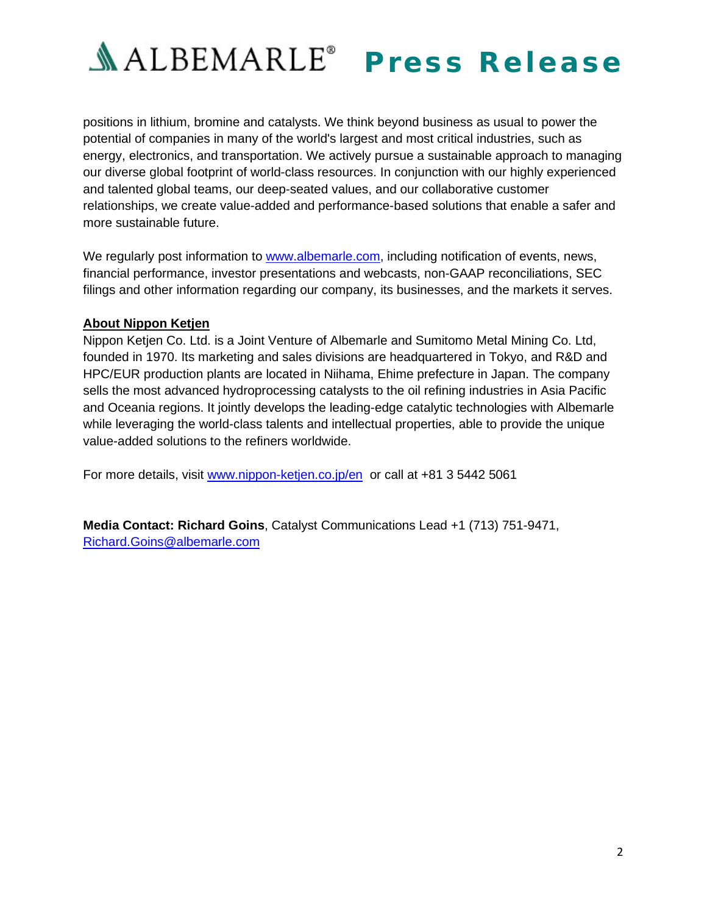positions in lithium, bromine and catalysts. We think beyond business as usual to power the potential of companies in many of the world's largest and most critical industries, such as energy, electronics, and transportation. We actively pursue a sustainable approach to managing our diverse global footprint of world-class resources. In conjunction with our highly experienced and talented global teams, our deep-seated values, and our collaborative customer relationships, we create value-added and performance-based solutions that enable a safer and more sustainable future.

We regularly post information to www.albemarle.com, including notification of events, news, financial performance, investor presentations and webcasts, non-GAAP reconciliations, SEC filings and other information regarding our company, its businesses, and the markets it serves.

**About Nippon Ketjen**

Nippon Ketjen Co. Ltd. is a Joint Venture of Albemarle and Sumitomo Metal Mining Co. Ltd, founded in 1970. Its marketing and sales divisions are headquartered in Tokyo, and R&D and HPC/EUR production plants are located in Niihama, Ehime prefecture in Japan. The company sells the most advanced hydroprocessing catalysts to the oil refining industries in Asia Pacific and Oceania regions. It jointly develops the leading-edge catalytic technologies with Albemarle while leveraging the world-class talents and intellectual properties, able to provide the unique value-added solutions to the refiners worldwide.

For more details, visit www.nippon-ketjen.co.jp/en or call at +81 3 5442 5061

**Media Contact: Richard Goins**, Catalyst Communications Lead +1 (713) 751-9471, Richard.Goins@albemarle.com